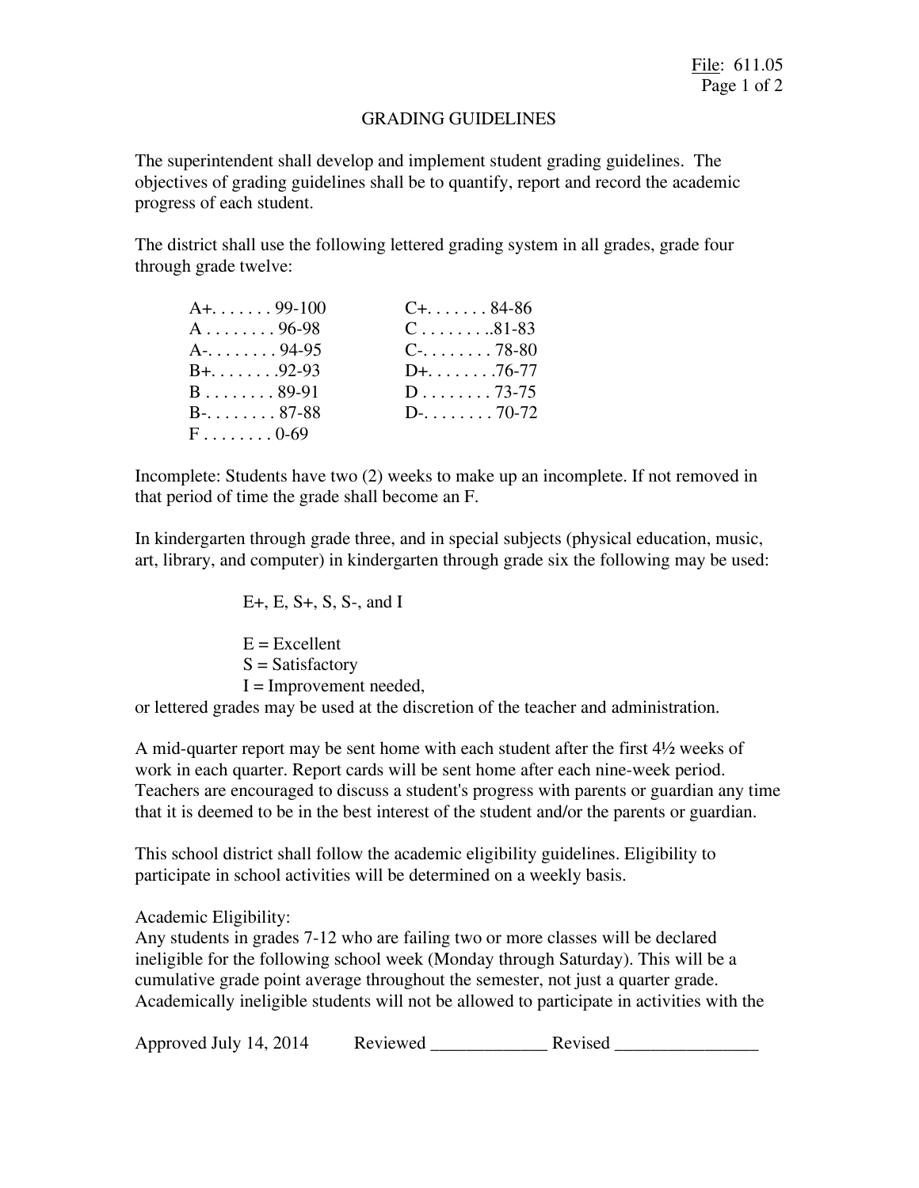File: 611.05

# GRADING GUIDELINES

The superintendent shall develop and implement student grading guidelines. The objectives of grading guidelines shall be to quantify, report and record the academic progress of each student.

The district shall use the following lettered grading system in all grades, grade four through grade twelve:

| Grade | Range | Grade | Range |
|---|---|---|---|
| A+ | 99-100 | C+ | 84-86 |
| A | 96-98 | C | 81-83 |
| A- | 94-95 | C- | 78-80 |
| B+ | 92-93 | D+ | 76-77 |
| B | 89-91 | D | 73-75 |
| B- | 87-88 | D- | 70-72 |
| F | 0-69 | | |

Incomplete: Students have two (2) weeks to make up an incomplete. If not removed in that period of time the grade shall become an F.

In kindergarten through grade three, and in special subjects (physical education, music, art, library, and computer) in kindergarten through grade six the following may be used:

E+, E, S+, S, S-, and I

E = Excellent
S = Satisfactory
I = Improvement needed,

or lettered grades may be used at the discretion of the teacher and administration.

A mid-quarter report may be sent home with each student after the first 4½ weeks of work in each quarter. Report cards will be sent home after each nine-week period. Teachers are encouraged to discuss a student's progress with parents or guardian any time that it is deemed to be in the best interest of the student and/or the parents or guardian.

This school district shall follow the academic eligibility guidelines. Eligibility to participate in school activities will be determined on a weekly basis.

Academic Eligibility:
Any students in grades 7-12 who are failing two or more classes will be declared ineligible for the following school week (Monday through Saturday). This will be a cumulative grade point average throughout the semester, not just a quarter grade. Academically ineligible students will not be allowed to participate in activities with the

Approved July 14, 2014 Reviewed _____________ Revised ________________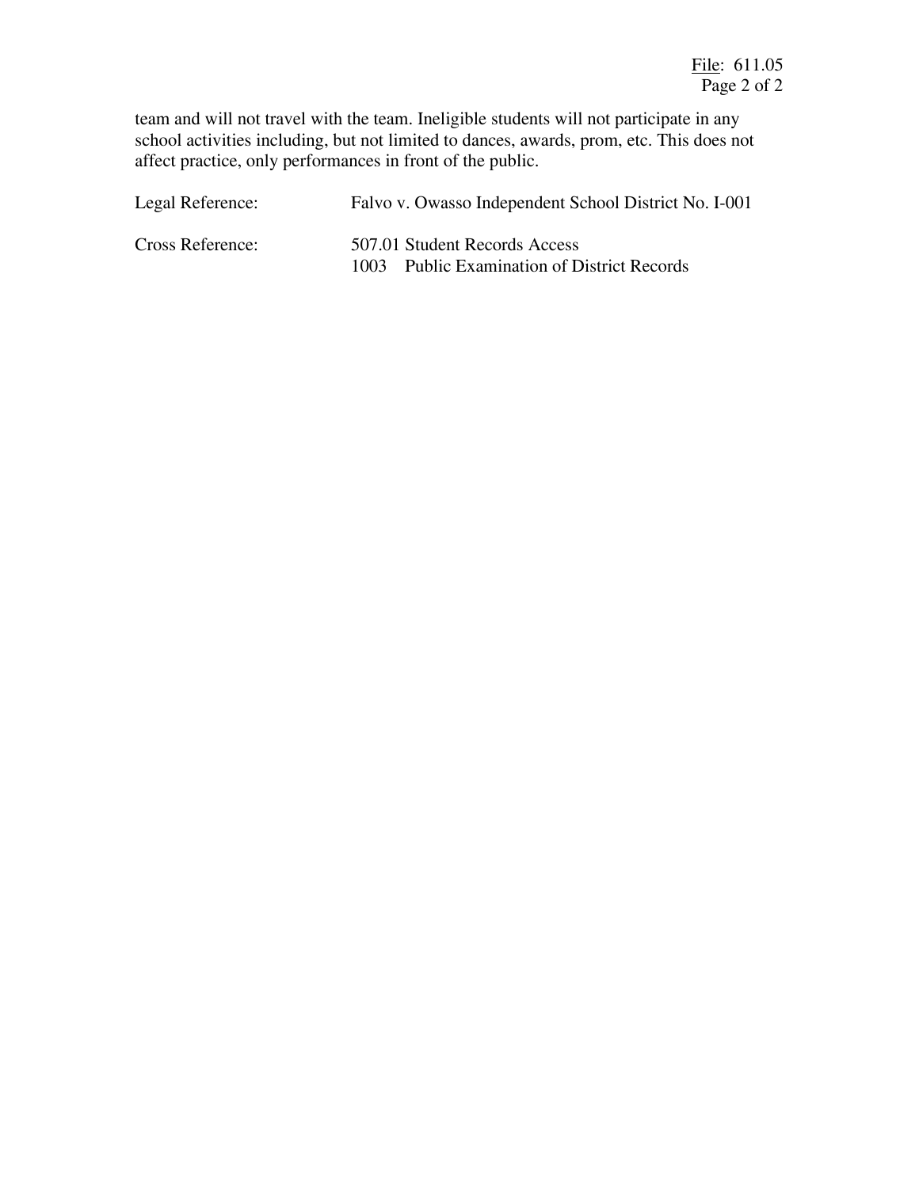team and will not travel with the team. Ineligible students will not participate in any school activities including, but not limited to dances, awards, prom, etc. This does not affect practice, only performances in front of the public.

| | |
|---|---|
| Legal Reference: | Falvo v. Owasso Independent School District No. I-001 |
| Cross Reference: | 507.01 Student Records Access<br>1003 Public Examination of District Records |